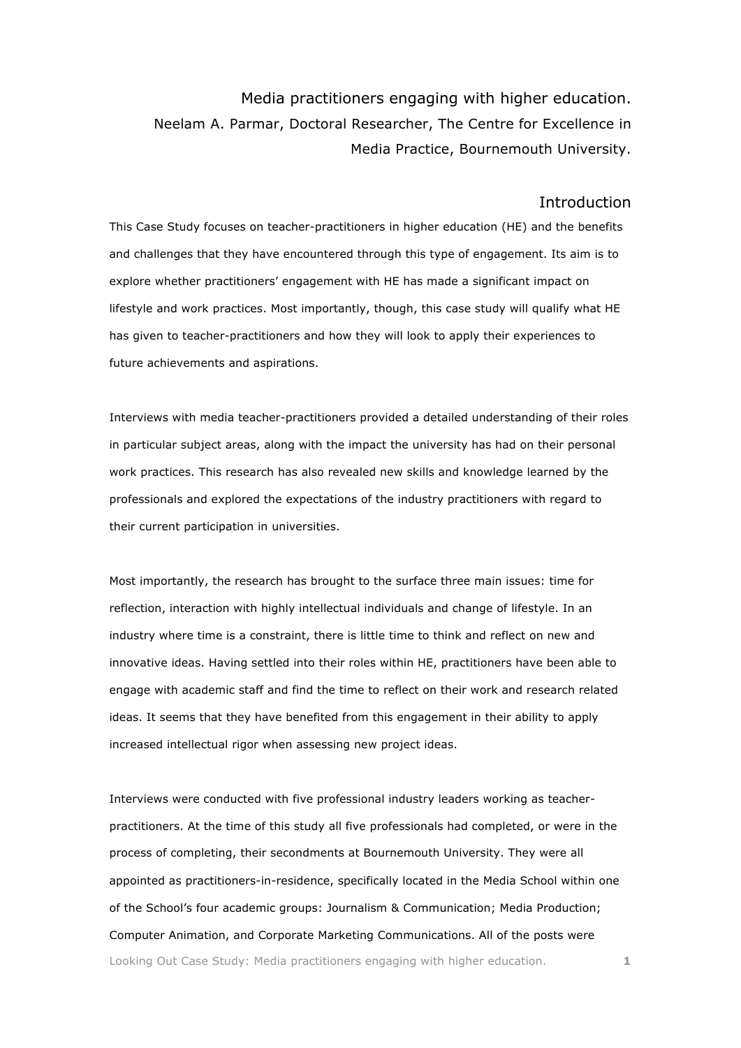# Media practitioners engaging with higher education.

Neelam A. Parmar, Doctoral Researcher, The Centre for Excellence in Media Practice, Bournemouth University.

## Introduction

This Case Study focuses on teacher-practitioners in higher education (HE) and the benefits and challenges that they have encountered through this type of engagement. Its aim is to explore whether practitioners' engagement with HE has made a significant impact on lifestyle and work practices. Most importantly, though, this case study will qualify what HE has given to teacher-practitioners and how they will look to apply their experiences to future achievements and aspirations.

Interviews with media teacher-practitioners provided a detailed understanding of their roles in particular subject areas, along with the impact the university has had on their personal work practices. This research has also revealed new skills and knowledge learned by the professionals and explored the expectations of the industry practitioners with regard to their current participation in universities.

Most importantly, the research has brought to the surface three main issues: time for reflection, interaction with highly intellectual individuals and change of lifestyle. In an industry where time is a constraint, there is little time to think and reflect on new and innovative ideas. Having settled into their roles within HE, practitioners have been able to engage with academic staff and find the time to reflect on their work and research related ideas. It seems that they have benefited from this engagement in their ability to apply increased intellectual rigor when assessing new project ideas.

Interviews were conducted with five professional industry leaders working as teacher-practitioners. At the time of this study all five professionals had completed, or were in the process of completing, their secondments at Bournemouth University. They were all appointed as practitioners-in-residence, specifically located in the Media School within one of the School's four academic groups: Journalism & Communication; Media Production; Computer Animation, and Corporate Marketing Communications. All of the posts were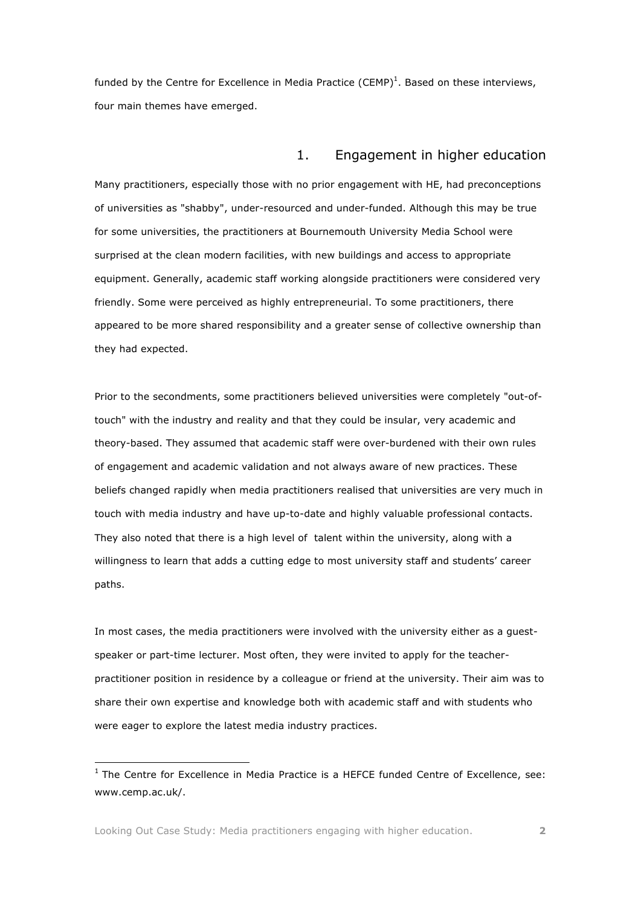funded by the Centre for Excellence in Media Practice (CEMP)[1]. Based on these interviews, four main themes have emerged.

## 1. Engagement in higher education

Many practitioners, especially those with no prior engagement with HE, had preconceptions of universities as "shabby", under-resourced and under-funded. Although this may be true for some universities, the practitioners at Bournemouth University Media School were surprised at the clean modern facilities, with new buildings and access to appropriate equipment. Generally, academic staff working alongside practitioners were considered very friendly. Some were perceived as highly entrepreneurial. To some practitioners, there appeared to be more shared responsibility and a greater sense of collective ownership than they had expected.

Prior to the secondments, some practitioners believed universities were completely "out-of-touch" with the industry and reality and that they could be insular, very academic and theory-based. They assumed that academic staff were over-burdened with their own rules of engagement and academic validation and not always aware of new practices. These beliefs changed rapidly when media practitioners realised that universities are very much in touch with media industry and have up-to-date and highly valuable professional contacts. They also noted that there is a high level of talent within the university, along with a willingness to learn that adds a cutting edge to most university staff and students' career paths.

In most cases, the media practitioners were involved with the university either as a guest-speaker or part-time lecturer. Most often, they were invited to apply for the teacher-practitioner position in residence by a colleague or friend at the university. Their aim was to share their own expertise and knowledge both with academic staff and with students who were eager to explore the latest media industry practices.

---

[1] The Centre for Excellence in Media Practice is a HEFCE funded Centre of Excellence, see: www.cemp.ac.uk/.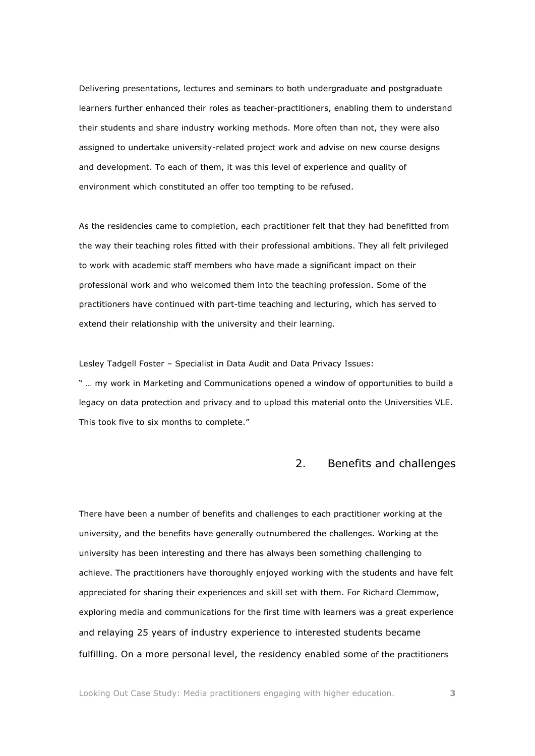Delivering presentations, lectures and seminars to both undergraduate and postgraduate learners further enhanced their roles as teacher-practitioners, enabling them to understand their students and share industry working methods. More often than not, they were also assigned to undertake university-related project work and advise on new course designs and development. To each of them, it was this level of experience and quality of environment which constituted an offer too tempting to be refused.

As the residencies came to completion, each practitioner felt that they had benefitted from the way their teaching roles fitted with their professional ambitions. They all felt privileged to work with academic staff members who have made a significant impact on their professional work and who welcomed them into the teaching profession. Some of the practitioners have continued with part-time teaching and lecturing, which has served to extend their relationship with the university and their learning.

Lesley Tadgell Foster – Specialist in Data Audit and Data Privacy Issues:
" … my work in Marketing and Communications opened a window of opportunities to build a legacy on data protection and privacy and to upload this material onto the Universities VLE. This took five to six months to complete."

## 2. Benefits and challenges

There have been a number of benefits and challenges to each practitioner working at the university, and the benefits have generally outnumbered the challenges. Working at the university has been interesting and there has always been something challenging to achieve. The practitioners have thoroughly enjoyed working with the students and have felt appreciated for sharing their experiences and skill set with them. For Richard Clemmow, exploring media and communications for the first time with learners was a great experience and relaying 25 years of industry experience to interested students became fulfilling. On a more personal level, the residency enabled some of the practitioners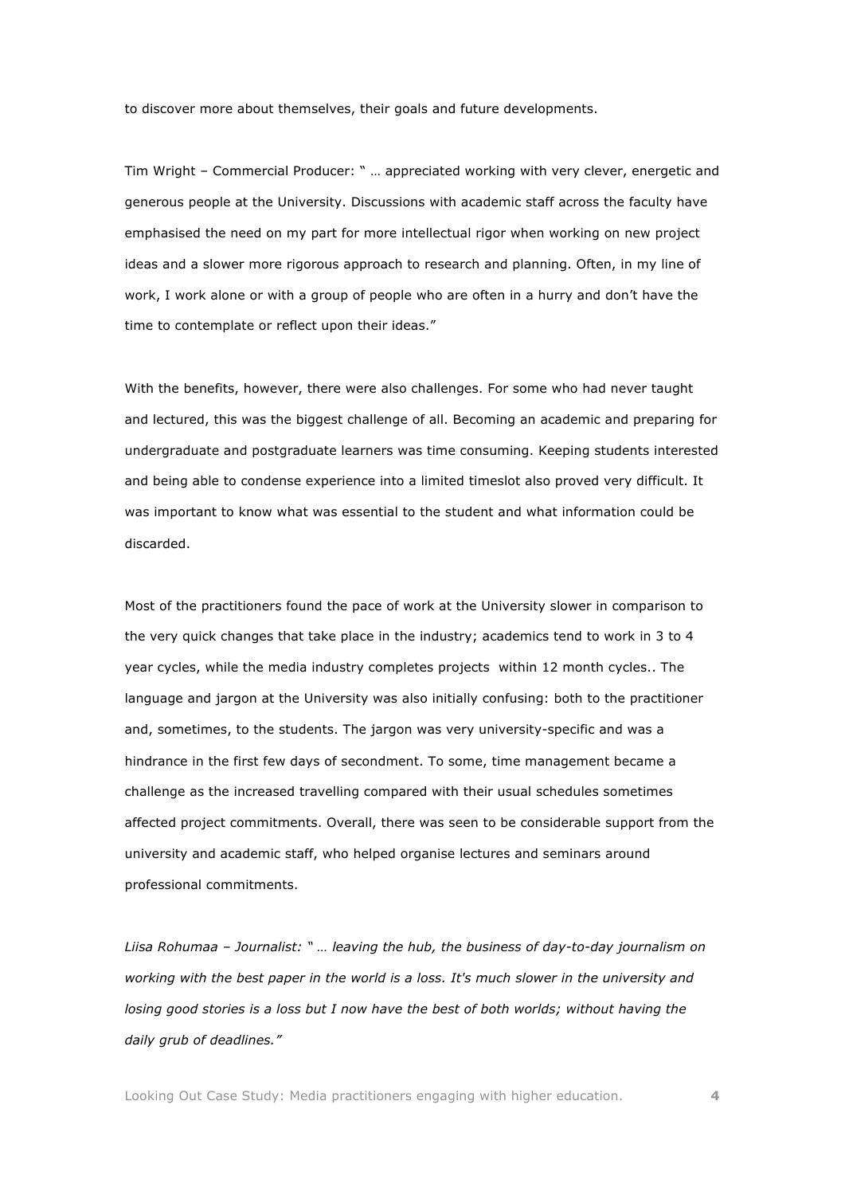to discover more about themselves, their goals and future developments.

Tim Wright – Commercial Producer: " … appreciated working with very clever, energetic and generous people at the University. Discussions with academic staff across the faculty have emphasised the need on my part for more intellectual rigor when working on new project ideas and a slower more rigorous approach to research and planning. Often, in my line of work, I work alone or with a group of people who are often in a hurry and don't have the time to contemplate or reflect upon their ideas."

With the benefits, however, there were also challenges. For some who had never taught and lectured, this was the biggest challenge of all. Becoming an academic and preparing for undergraduate and postgraduate learners was time consuming. Keeping students interested and being able to condense experience into a limited timeslot also proved very difficult. It was important to know what was essential to the student and what information could be discarded.

Most of the practitioners found the pace of work at the University slower in comparison to the very quick changes that take place in the industry; academics tend to work in 3 to 4 year cycles, while the media industry completes projects  within 12 month cycles.. The language and jargon at the University was also initially confusing: both to the practitioner and, sometimes, to the students. The jargon was very university-specific and was a hindrance in the first few days of secondment. To some, time management became a challenge as the increased travelling compared with their usual schedules sometimes affected project commitments. Overall, there was seen to be considerable support from the university and academic staff, who helped organise lectures and seminars around professional commitments.

*Liisa Rohumaa – Journalist: " … leaving the hub, the business of day-to-day journalism on working with the best paper in the world is a loss. It's much slower in the university and losing good stories is a loss but I now have the best of both worlds; without having the daily grub of deadlines."*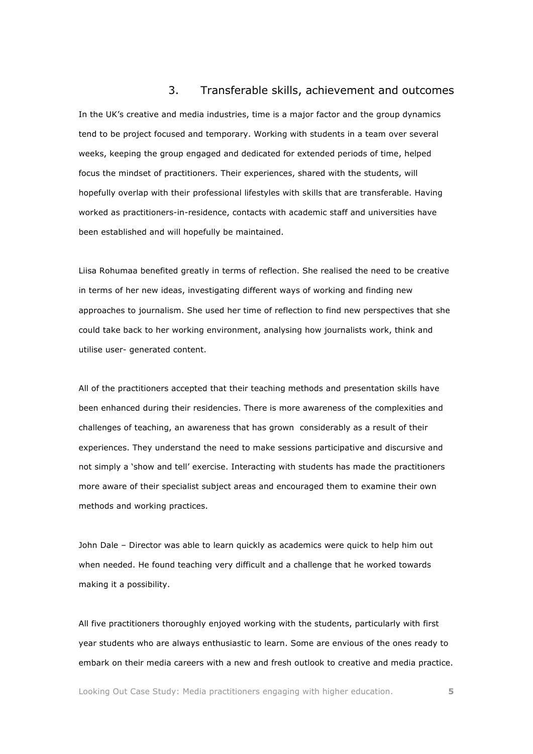## 3. Transferable skills, achievement and outcomes

In the UK's creative and media industries, time is a major factor and the group dynamics tend to be project focused and temporary. Working with students in a team over several weeks, keeping the group engaged and dedicated for extended periods of time, helped focus the mindset of practitioners. Their experiences, shared with the students, will hopefully overlap with their professional lifestyles with skills that are transferable. Having worked as practitioners-in-residence, contacts with academic staff and universities have been established and will hopefully be maintained.

Liisa Rohumaa benefited greatly in terms of reflection. She realised the need to be creative in terms of her new ideas, investigating different ways of working and finding new approaches to journalism. She used her time of reflection to find new perspectives that she could take back to her working environment, analysing how journalists work, think and utilise user- generated content.

All of the practitioners accepted that their teaching methods and presentation skills have been enhanced during their residencies. There is more awareness of the complexities and challenges of teaching, an awareness that has grown considerably as a result of their experiences. They understand the need to make sessions participative and discursive and not simply a 'show and tell' exercise. Interacting with students has made the practitioners more aware of their specialist subject areas and encouraged them to examine their own methods and working practices.

John Dale – Director was able to learn quickly as academics were quick to help him out when needed. He found teaching very difficult and a challenge that he worked towards making it a possibility.

All five practitioners thoroughly enjoyed working with the students, particularly with first year students who are always enthusiastic to learn. Some are envious of the ones ready to embark on their media careers with a new and fresh outlook to creative and media practice.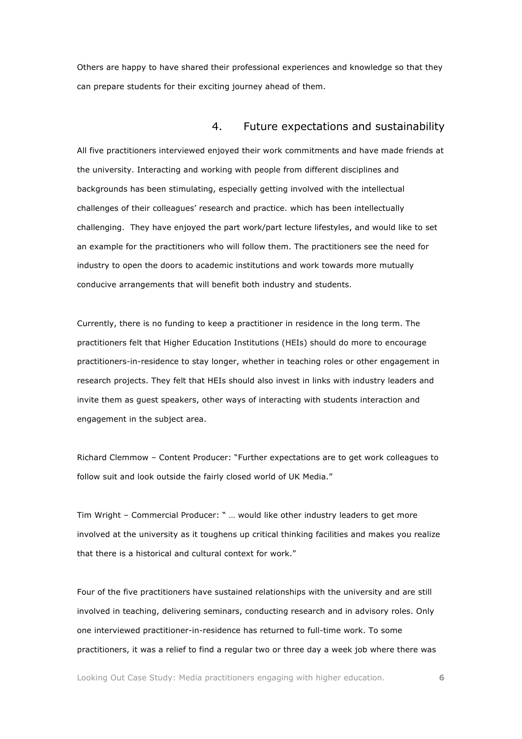Others are happy to have shared their professional experiences and knowledge so that they can prepare students for their exciting journey ahead of them.

## 4. Future expectations and sustainability

All five practitioners interviewed enjoyed their work commitments and have made friends at the university. Interacting and working with people from different disciplines and backgrounds has been stimulating, especially getting involved with the intellectual challenges of their colleagues' research and practice. which has been intellectually challenging. They have enjoyed the part work/part lecture lifestyles, and would like to set an example for the practitioners who will follow them. The practitioners see the need for industry to open the doors to academic institutions and work towards more mutually conducive arrangements that will benefit both industry and students.

Currently, there is no funding to keep a practitioner in residence in the long term. The practitioners felt that Higher Education Institutions (HEIs) should do more to encourage practitioners-in-residence to stay longer, whether in teaching roles or other engagement in research projects. They felt that HEIs should also invest in links with industry leaders and invite them as guest speakers, other ways of interacting with students interaction and engagement in the subject area.

Richard Clemmow – Content Producer: "Further expectations are to get work colleagues to follow suit and look outside the fairly closed world of UK Media."

Tim Wright – Commercial Producer: " … would like other industry leaders to get more involved at the university as it toughens up critical thinking facilities and makes you realize that there is a historical and cultural context for work."

Four of the five practitioners have sustained relationships with the university and are still involved in teaching, delivering seminars, conducting research and in advisory roles. Only one interviewed practitioner-in-residence has returned to full-time work. To some practitioners, it was a relief to find a regular two or three day a week job where there was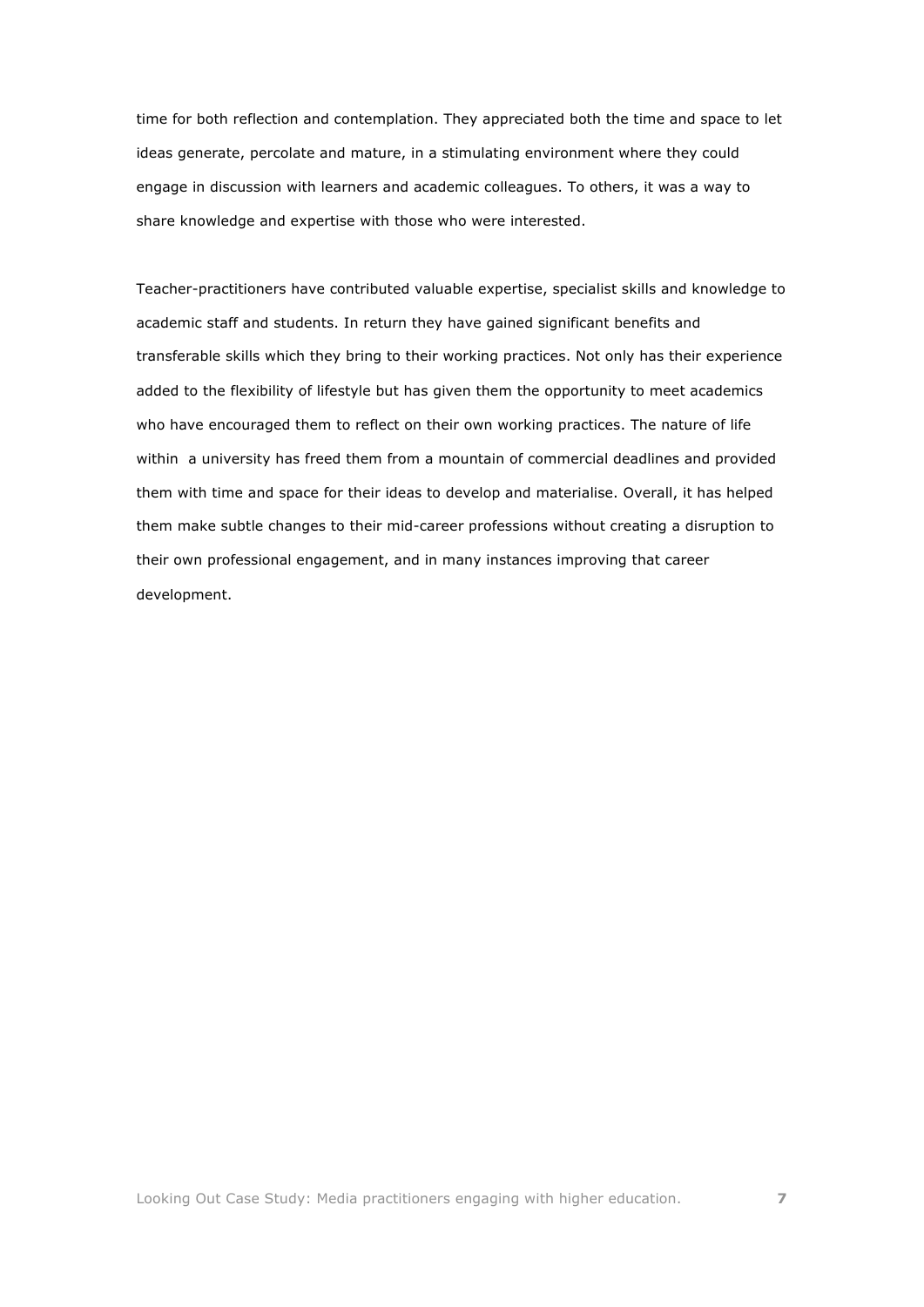time for both reflection and contemplation. They appreciated both the time and space to let ideas generate, percolate and mature, in a stimulating environment where they could engage in discussion with learners and academic colleagues. To others, it was a way to share knowledge and expertise with those who were interested.

Teacher-practitioners have contributed valuable expertise, specialist skills and knowledge to academic staff and students. In return they have gained significant benefits and transferable skills which they bring to their working practices. Not only has their experience added to the flexibility of lifestyle but has given them the opportunity to meet academics who have encouraged them to reflect on their own working practices. The nature of life within a university has freed them from a mountain of commercial deadlines and provided them with time and space for their ideas to develop and materialise. Overall, it has helped them make subtle changes to their mid-career professions without creating a disruption to their own professional engagement, and in many instances improving that career development.